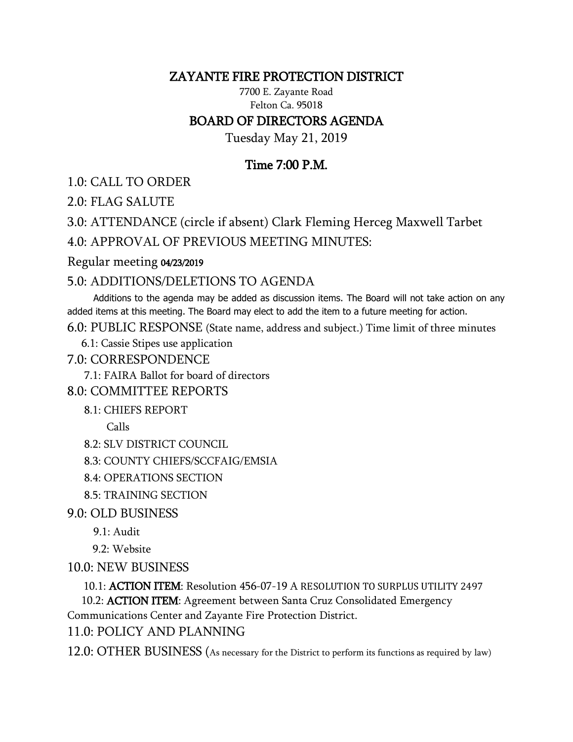# ZAYANTE FIRE PROTECTION DISTRICT

7700 E. Zayante Road
Felton Ca. 95018

## BOARD OF DIRECTORS AGENDA

Tuesday May 21, 2019

### Time 7:00 P.M.

1.0: CALL TO ORDER

2.0: FLAG SALUTE

3.0: ATTENDANCE (circle if absent) Clark Fleming Herceg Maxwell Tarbet

4.0: APPROVAL OF PREVIOUS MEETING MINUTES:

Regular meeting 04/23/2019

5.0: ADDITIONS/DELETIONS TO AGENDA

Additions to the agenda may be added as discussion items. The Board will not take action on any added items at this meeting. The Board may elect to add the item to a future meeting for action.

6.0: PUBLIC RESPONSE (State name, address and subject.) Time limit of three minutes

- 6.1: Cassie Stipes use application

7.0: CORRESPONDENCE

- 7.1: FAIRA Ballot for board of directors

8.0: COMMITTEE REPORTS

- 8.1: CHIEFS REPORT
  - Calls
- 8.2: SLV DISTRICT COUNCIL
- 8.3: COUNTY CHIEFS/SCCFAIG/EMSIA
- 8.4: OPERATIONS SECTION
- 8.5: TRAINING SECTION

9.0: OLD BUSINESS

- 9.1: Audit
- 9.2: Website

10.0: NEW BUSINESS

- 10.1: **ACTION ITEM**: Resolution 456-07-19 A RESOLUTION TO SURPLUS UTILITY 2497
- 10.2: **ACTION ITEM**: Agreement between Santa Cruz Consolidated Emergency Communications Center and Zayante Fire Protection District.

11.0: POLICY AND PLANNING

12.0: OTHER BUSINESS (As necessary for the District to perform its functions as required by law)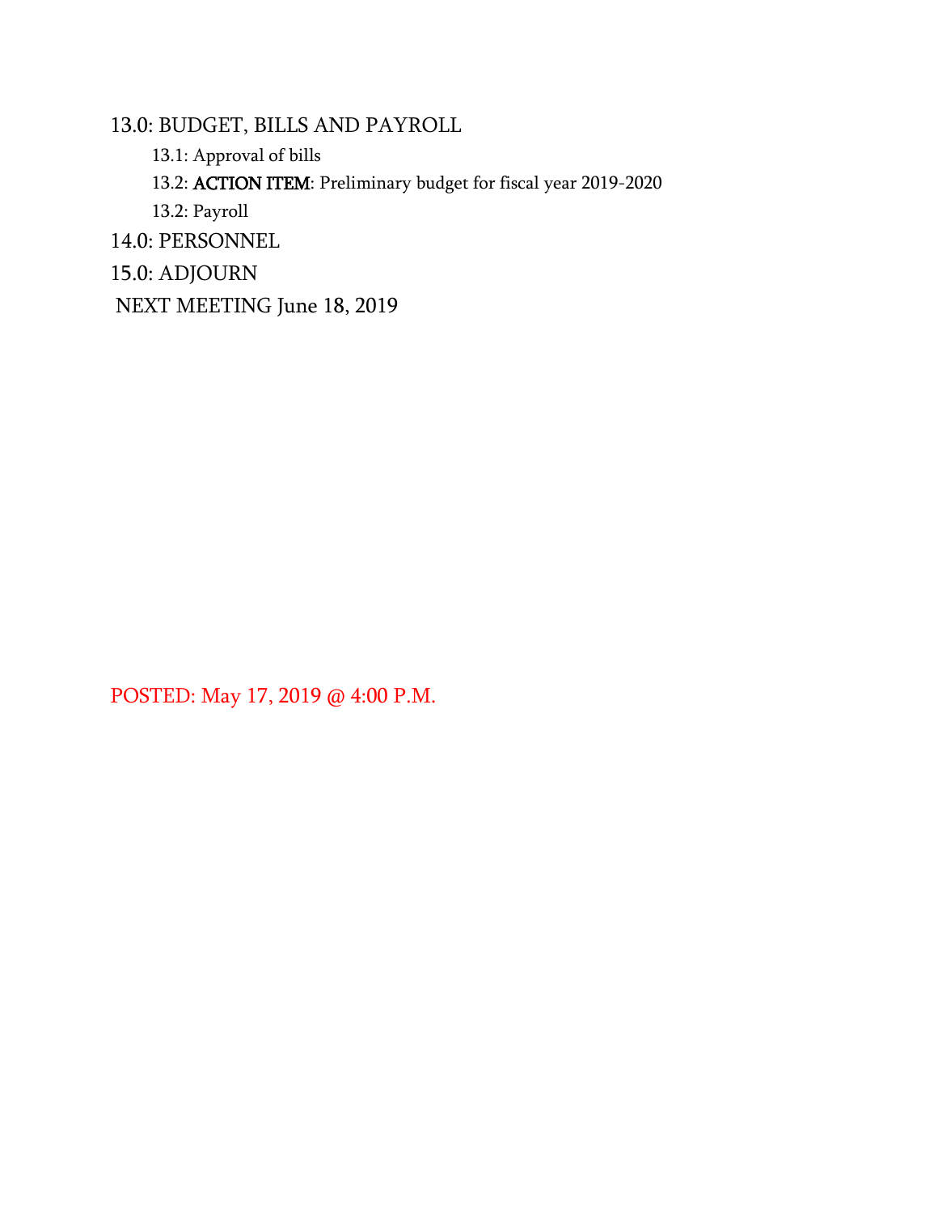13.0: BUDGET, BILLS AND PAYROLL

- 13.1: Approval of bills
- 13.2: **ACTION ITEM**: Preliminary budget for fiscal year 2019-2020
- 13.2: Payroll

14.0: PERSONNEL

15.0: ADJOURN

NEXT MEETING June 18, 2019

POSTED: May 17, 2019 @ 4:00 P.M.